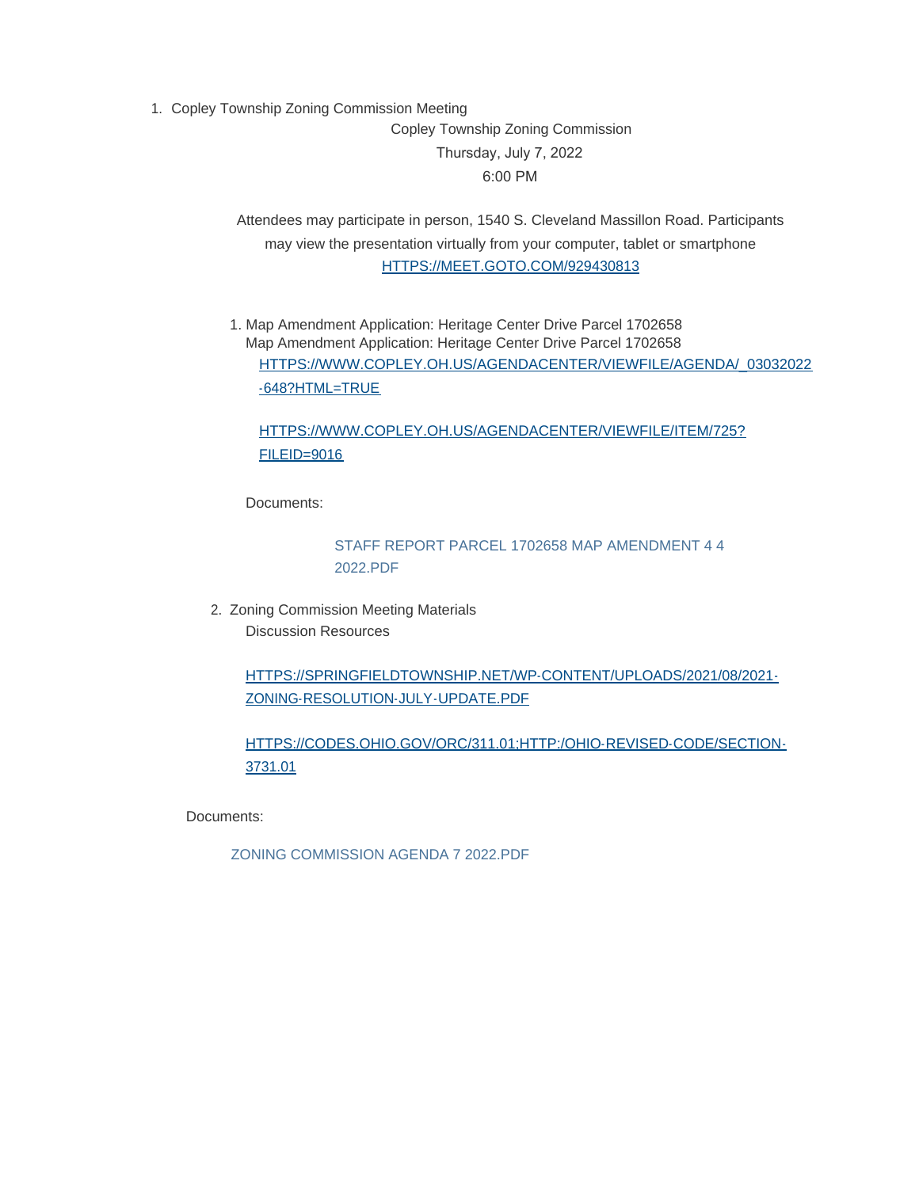1. Copley Township Zoning Commission Meeting

   Copley Township Zoning Commission

   Thursday, July 7, 2022

   6:00 PM

   Attendees may participate in person, 1540 S. Cleveland Massillon Road. Participants may view the presentation virtually from your computer, tablet or smartphone
   HTTPS://MEET.GOTO.COM/929430813

   1. Map Amendment Application: Heritage Center Drive Parcel 1702658

      Map Amendment Application: Heritage Center Drive Parcel 1702658

      HTTPS://WWW.COPLEY.OH.US/AGENDACENTER/VIEWFILE/AGENDA/_03032022-648?HTML=TRUE

      HTTPS://WWW.COPLEY.OH.US/AGENDACENTER/VIEWFILE/ITEM/725?FILEID=9016

      Documents:

      STAFF REPORT PARCEL 1702658 MAP AMENDMENT 4 4 2022.PDF

   2. Zoning Commission Meeting Materials

      Discussion Resources

      HTTPS://SPRINGFIELDTOWNSHIP.NET/WP-CONTENT/UPLOADS/2021/08/2021-ZONING-RESOLUTION-JULY-UPDATE.PDF

      HTTPS://CODES.OHIO.GOV/ORC/311.01;HTTP:/OHIO-REVISED-CODE/SECTION-3731.01

   Documents:

   ZONING COMMISSION AGENDA 7 2022.PDF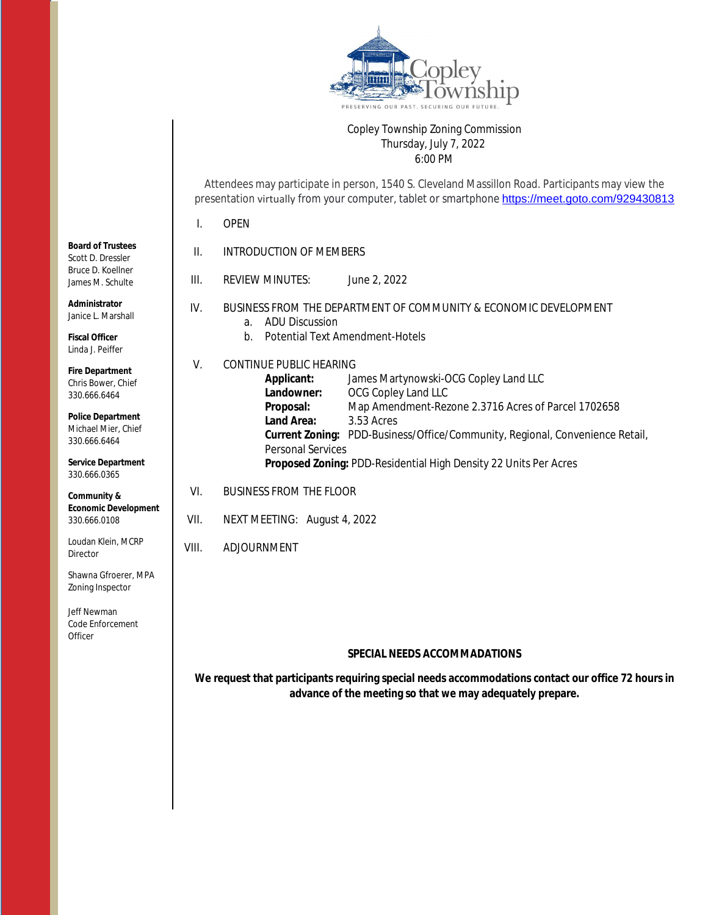Copley Township

PRESERVING OUR PAST. SECURING OUR FUTURE.

**Board of Trustees**
Scott D. Dressler
Bruce D. Koellner
James M. Schulte

**Administrator**
Janice L. Marshall

**Fiscal Officer**
Linda J. Peiffer

**Fire Department**
Chris Bower, Chief
330.666.6464

**Police Department**
Michael Mier, Chief
330.666.6464

**Service Department**
330.666.0365

**Community & Economic Development**
330.666.0108

Loudan Klein, MCRP
Director

Shawna Gfroerer, MPA
Zoning Inspector

Jeff Newman
Code Enforcement Officer

Copley Township Zoning Commission
Thursday, July 7, 2022
6:00 PM

Attendees may participate in person, 1540 S. Cleveland Massillon Road. Participants may view the presentation virtually from your computer, tablet or smartphone https://meet.goto.com/929430813

I. OPEN

II. INTRODUCTION OF MEMBERS

III. REVIEW MINUTES: June 2, 2022

IV. BUSINESS FROM THE DEPARTMENT OF COMMUNITY & ECONOMIC DEVELOPMENT
   a. ADU Discussion
   b. Potential Text Amendment-Hotels

V. CONTINUE PUBLIC HEARING
   **Applicant:** James Martynowski-OCG Copley Land LLC
   **Landowner:** OCG Copley Land LLC
   **Proposal:** Map Amendment-Rezone 2.3716 Acres of Parcel 1702658
   **Land Area:** 3.53 Acres
   **Current Zoning:** PDD-Business/Office/Community, Regional, Convenience Retail, Personal Services
   **Proposed Zoning:** PDD-Residential High Density 22 Units Per Acres

VI. BUSINESS FROM THE FLOOR

VII. NEXT MEETING: August 4, 2022

VIII. ADJOURNMENT

**SPECIAL NEEDS ACCOMMADATIONS**

**We request that participants requiring special needs accommodations contact our office 72 hours in advance of the meeting so that we may adequately prepare.**